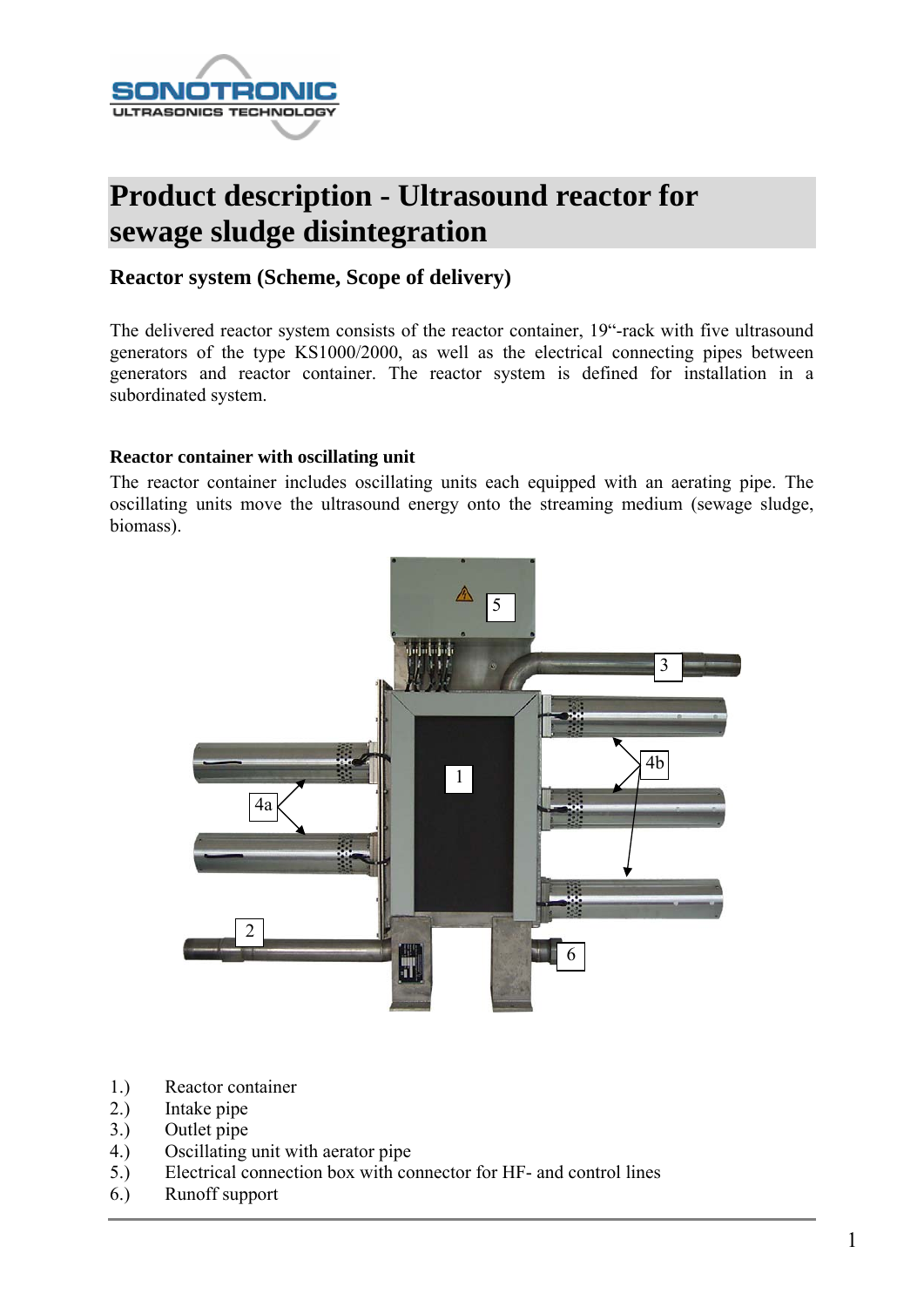# Product description - Ultrasound reactor for sewage sludge disintegration

## Reactor system (Scheme, Scope of delivery)

The delivered reactor system consists of the reactor container, 19"-rack with five ultrasound generators of the type KS1000/2000, as well as the electrical connecting pipes between generators and reactor container. The reactor system is defined for installation in a subordinated system.

### Reactor container with oscillating unit

The reactor container includes oscillating units each equipped with an aerating pipe. The oscillating units move the ultrasound energy onto the streaming medium (sewage sludge, biomass).

1.) Reactor container
2.) Intake pipe
3.) Outlet pipe
4.) Oscillating unit with aerator pipe
5.) Electrical connection box with connector for HF- and control lines
6.) Runoff support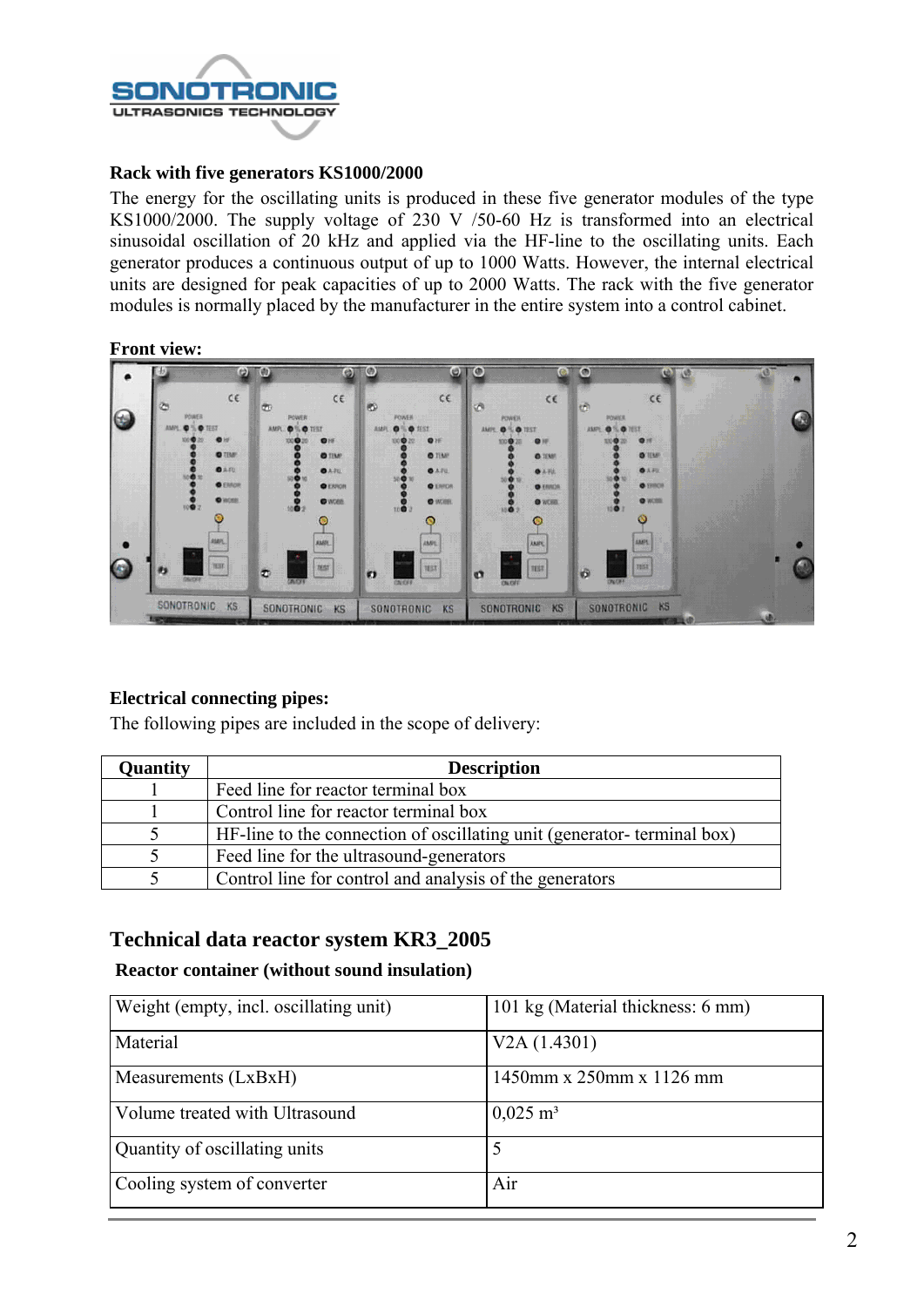**Rack with five generators KS1000/2000**

The energy for the oscillating units is produced in these five generator modules of the type KS1000/2000. The supply voltage of 230 V /50-60 Hz is transformed into an electrical sinusoidal oscillation of 20 kHz and applied via the HF-line to the oscillating units. Each generator produces a continuous output of up to 1000 Watts. However, the internal electrical units are designed for peak capacities of up to 2000 Watts. The rack with the five generator modules is normally placed by the manufacturer in the entire system into a control cabinet.

**Front view:**

**Electrical connecting pipes:**

The following pipes are included in the scope of delivery:

| Quantity | Description |
|---|---|
| 1 | Feed line for reactor terminal box |
| 1 | Control line for reactor terminal box |
| 5 | HF-line to the connection of oscillating unit (generator- terminal box) |
| 5 | Feed line for the ultrasound-generators |
| 5 | Control line for control and analysis of the generators |

## Technical data reactor system KR3_2005

**Reactor container (without sound insulation)**

| | |
|---|---|
| Weight (empty, incl. oscillating unit) | 101 kg (Material thickness: 6 mm) |
| Material | V2A (1.4301) |
| Measurements (LxBxH) | 1450mm x 250mm x 1126 mm |
| Volume treated with Ultrasound | 0,025 m³ |
| Quantity of oscillating units | 5 |
| Cooling system of converter | Air |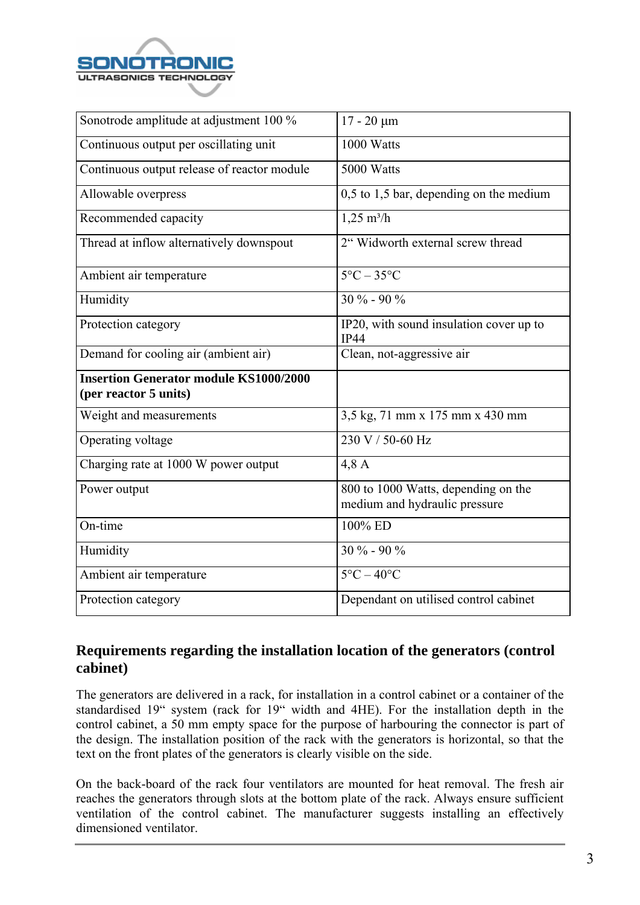| Sonotrode amplitude at adjustment 100 % | 17 - 20 µm |
|---|---|
| Continuous output per oscillating unit | 1000 Watts |
| Continuous output release of reactor module | 5000 Watts |
| Allowable overpress | 0,5 to 1,5 bar, depending on the medium |
| Recommended capacity | 1,25 m³/h |
| Thread at inflow alternatively downspout | 2" Widworth external screw thread |
| Ambient air temperature | 5°C – 35°C |
| Humidity | 30 % - 90 % |
| Protection category | IP20, with sound insulation cover up to IP44 |
| Demand for cooling air (ambient air) | Clean, not-aggressive air |
| **Insertion Generator module KS1000/2000 (per reactor 5 units)** | |
| Weight and measurements | 3,5 kg, 71 mm x 175 mm x 430 mm |
| Operating voltage | 230 V / 50-60 Hz |
| Charging rate at 1000 W power output | 4,8 A |
| Power output | 800 to 1000 Watts, depending on the medium and hydraulic pressure |
| On-time | 100% ED |
| Humidity | 30 % - 90 % |
| Ambient air temperature | 5°C – 40°C |
| Protection category | Dependant on utilised control cabinet |

## Requirements regarding the installation location of the generators (control cabinet)

The generators are delivered in a rack, for installation in a control cabinet or a container of the standardised 19" system (rack for 19" width and 4HE). For the installation depth in the control cabinet, a 50 mm empty space for the purpose of harbouring the connector is part of the design. The installation position of the rack with the generators is horizontal, so that the text on the front plates of the generators is clearly visible on the side.

On the back-board of the rack four ventilators are mounted for heat removal. The fresh air reaches the generators through slots at the bottom plate of the rack. Always ensure sufficient ventilation of the control cabinet. The manufacturer suggests installing an effectively dimensioned ventilator.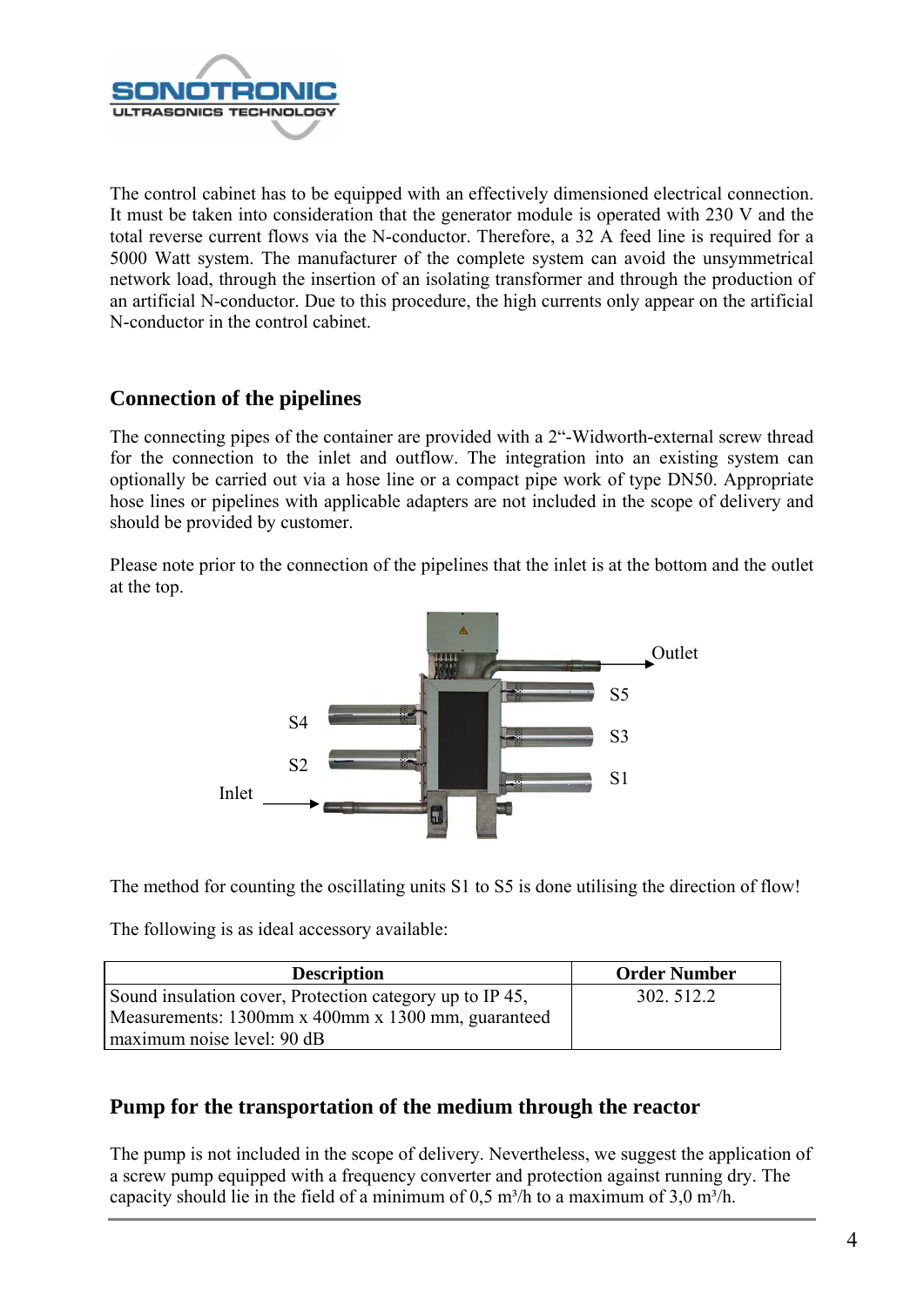The control cabinet has to be equipped with an effectively dimensioned electrical connection. It must be taken into consideration that the generator module is operated with 230 V and the total reverse current flows via the N-conductor. Therefore, a 32 A feed line is required for a 5000 Watt system. The manufacturer of the complete system can avoid the unsymmetrical network load, through the insertion of an isolating transformer and through the production of an artificial N-conductor. Due to this procedure, the high currents only appear on the artificial N-conductor in the control cabinet.

## Connection of the pipelines

The connecting pipes of the container are provided with a 2"-Widworth-external screw thread for the connection to the inlet and outflow. The integration into an existing system can optionally be carried out via a hose line or a compact pipe work of type DN50. Appropriate hose lines or pipelines with applicable adapters are not included in the scope of delivery and should be provided by customer.

Please note prior to the connection of the pipelines that the inlet is at the bottom and the outlet at the top.

Outlet
S5
S4
S3
S2
S1
Inlet

The method for counting the oscillating units S1 to S5 is done utilising the direction of flow!

The following is as ideal accessory available:

| Description | Order Number |
|---|---|
| Sound insulation cover, Protection category up to IP 45, Measurements: 1300mm x 400mm x 1300 mm, guaranteed maximum noise level: 90 dB | 302. 512.2 |

## Pump for the transportation of the medium through the reactor

The pump is not included in the scope of delivery. Nevertheless, we suggest the application of a screw pump equipped with a frequency converter and protection against running dry. The capacity should lie in the field of a minimum of 0,5 m³/h to a maximum of 3,0 m³/h.